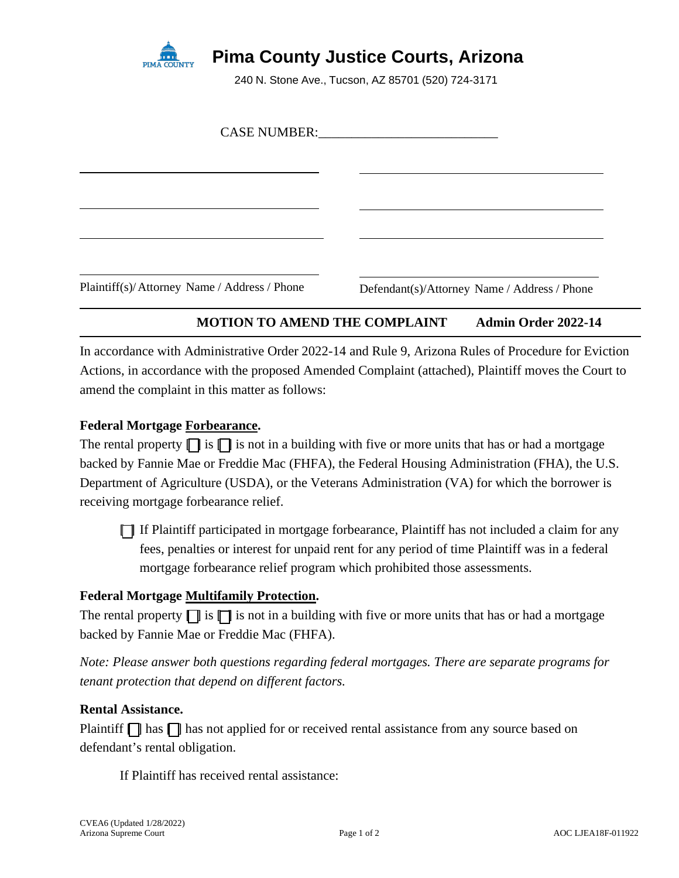# Pima County Justice Courts, Arizona

240 N. Stone Ave., Tucson, AZ 85701 (520) 724-3171

CASE NUMBER:___________________________

| Plaintiff(s)/ Attorney Name / Address / Phone | Defendant(s)/Attorney Name / Address / Phone |
|---|---|
| ______________________________ | ______________________________ |
| ______________________________ | ______________________________ |
| ______________________________ | ______________________________ |
| ______________________________ | ______________________________ |

## MOTION TO AMEND THE COMPLAINT   Admin Order 2022-14

In accordance with Administrative Order 2022-14 and Rule 9, Arizona Rules of Procedure for Eviction Actions, in accordance with the proposed Amended Complaint (attached), Plaintiff moves the Court to amend the complaint in this matter as follows:

**Federal Mortgage Forbearance.**

The rental property ☐ is ☐ is not in a building with five or more units that has or had a mortgage backed by Fannie Mae or Freddie Mac (FHFA), the Federal Housing Administration (FHA), the U.S. Department of Agriculture (USDA), or the Veterans Administration (VA) for which the borrower is receiving mortgage forbearance relief.

> ☐ If Plaintiff participated in mortgage forbearance, Plaintiff has not included a claim for any fees, penalties or interest for unpaid rent for any period of time Plaintiff was in a federal mortgage forbearance relief program which prohibited those assessments.

**Federal Mortgage Multifamily Protection.**

The rental property ☐ is ☐ is not in a building with five or more units that has or had a mortgage backed by Fannie Mae or Freddie Mac (FHFA).

*Note: Please answer both questions regarding federal mortgages. There are separate programs for tenant protection that depend on different factors.*

**Rental Assistance.**

Plaintiff ☐ has ☐ has not applied for or received rental assistance from any source based on defendant's rental obligation.

> If Plaintiff has received rental assistance:

CVEA6 (Updated 1/28/2022)
Arizona Supreme Court

AOC LJEA18F-011922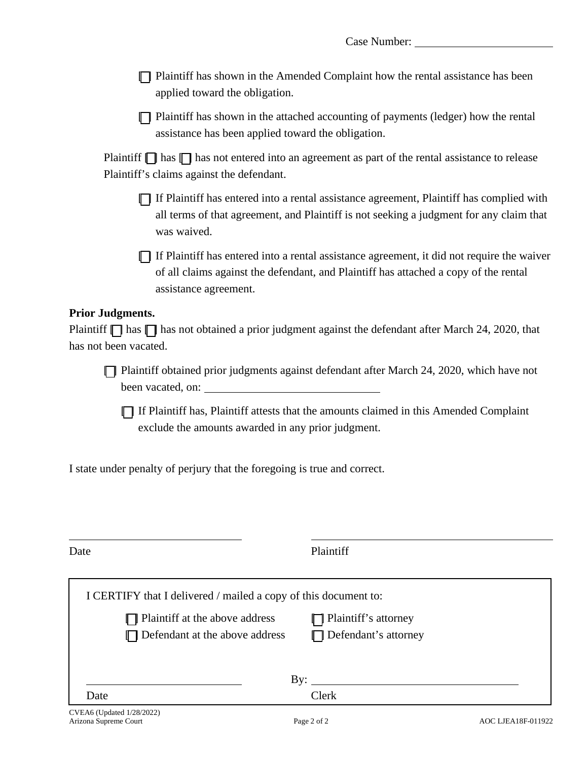Case Number: ______________________

☐ Plaintiff has shown in the Amended Complaint how the rental assistance has been applied toward the obligation.

☐ Plaintiff has shown in the attached accounting of payments (ledger) how the rental assistance has been applied toward the obligation.

Plaintiff ☐ has ☐ has not entered into an agreement as part of the rental assistance to release Plaintiff's claims against the defendant.

☐ If Plaintiff has entered into a rental assistance agreement, Plaintiff has complied with all terms of that agreement, and Plaintiff is not seeking a judgment for any claim that was waived.

☐ If Plaintiff has entered into a rental assistance agreement, it did not require the waiver of all claims against the defendant, and Plaintiff has attached a copy of the rental assistance agreement.

**Prior Judgments.**

Plaintiff ☐ has ☐ has not obtained a prior judgment against the defendant after March 24, 2020, that has not been vacated.

☐ Plaintiff obtained prior judgments against defendant after March 24, 2020, which have not been vacated, on: ______________________

☐ If Plaintiff has, Plaintiff attests that the amounts claimed in this Amended Complaint exclude the amounts awarded in any prior judgment.

I state under penalty of perjury that the foregoing is true and correct.

______________________ ______________________

Date Plaintiff

I CERTIFY that I delivered / mailed a copy of this document to:

☐ Plaintiff at the above address ☐ Plaintiff's attorney

☐ Defendant at the above address ☐ Defendant's attorney

______________________ By: ______________________

Date Clerk

CVEA6 (Updated 1/28/2022)
Arizona Supreme Court AOC LJEA18F-011922